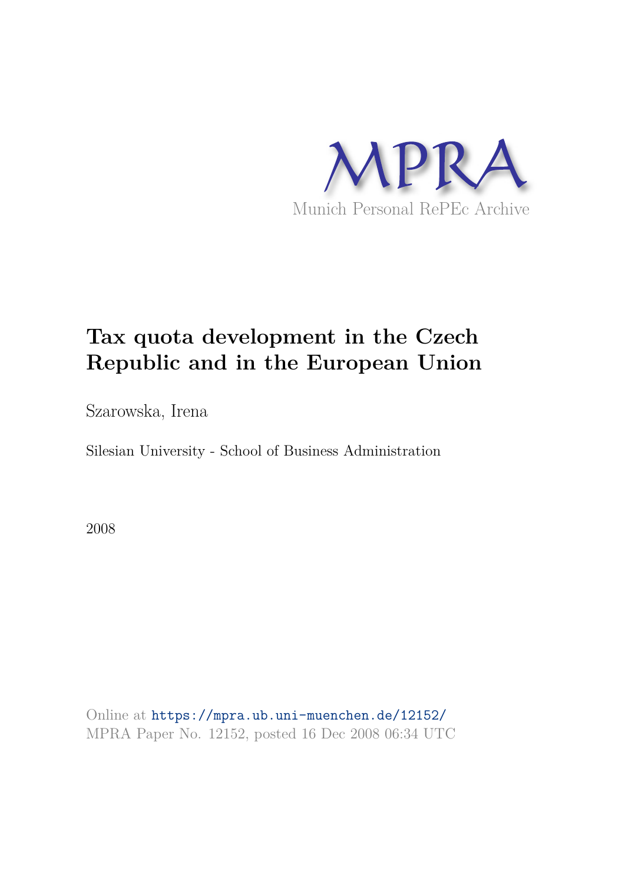MPRA

Munich Personal RePEc Archive

# Tax quota development in the Czech Republic and in the European Union

Szarowska, Irena

Silesian University - School of Business Administration

2008

Online at https://mpra.ub.uni-muenchen.de/12152/

MPRA Paper No. 12152, posted 16 Dec 2008 06:34 UTC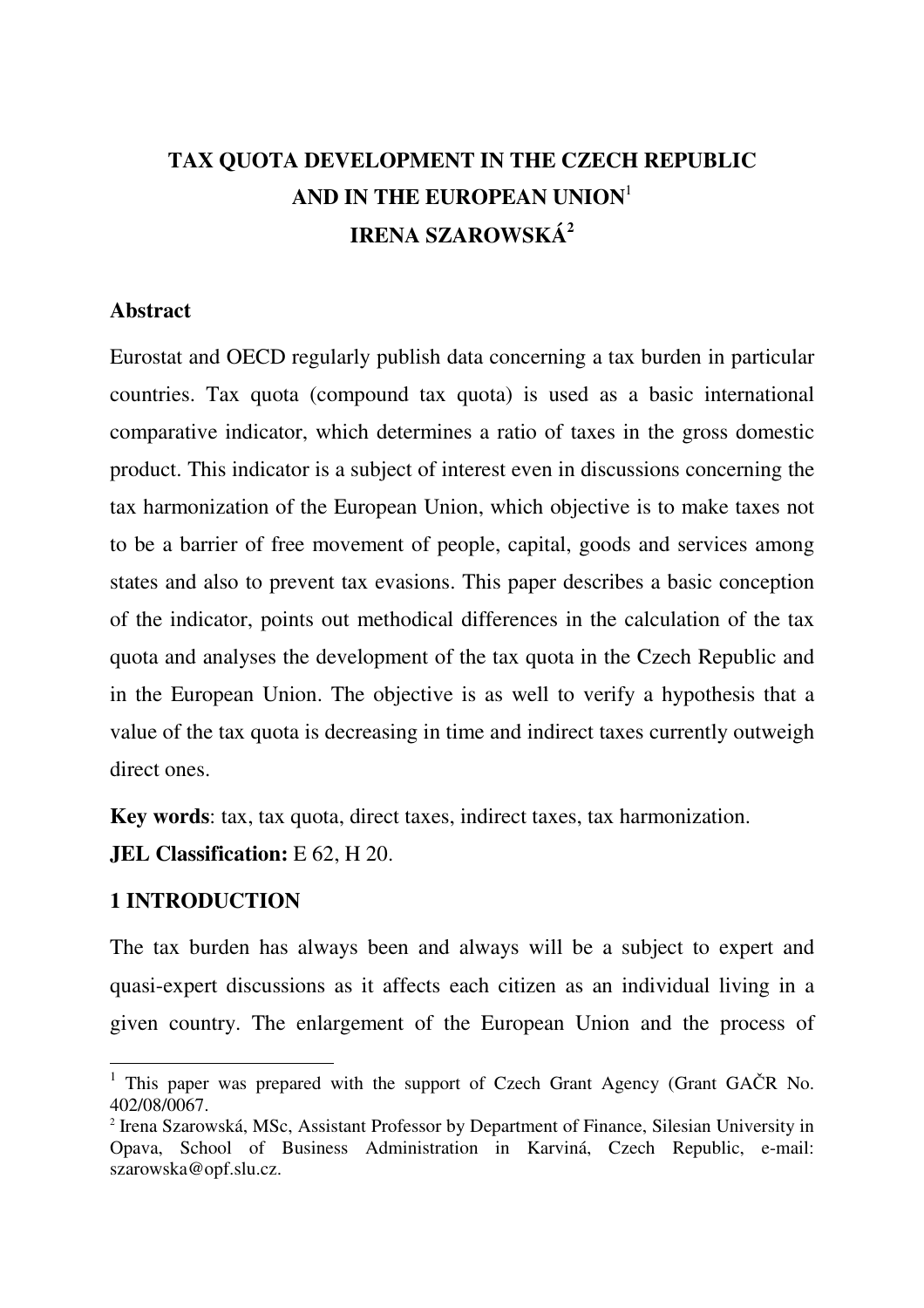# TAX QUOTA DEVELOPMENT IN THE CZECH REPUBLIC AND IN THE EUROPEAN UNION[1]

## IRENA SZAROWSKÁ[2]

### Abstract

Eurostat and OECD regularly publish data concerning a tax burden in particular countries. Tax quota (compound tax quota) is used as a basic international comparative indicator, which determines a ratio of taxes in the gross domestic product. This indicator is a subject of interest even in discussions concerning the tax harmonization of the European Union, which objective is to make taxes not to be a barrier of free movement of people, capital, goods and services among states and also to prevent tax evasions. This paper describes a basic conception of the indicator, points out methodical differences in the calculation of the tax quota and analyses the development of the tax quota in the Czech Republic and in the European Union. The objective is as well to verify a hypothesis that a value of the tax quota is decreasing in time and indirect taxes currently outweigh direct ones.

**Key words**: tax, tax quota, direct taxes, indirect taxes, tax harmonization.

**JEL Classification:** E 62, H 20.

### 1 INTRODUCTION

The tax burden has always been and always will be a subject to expert and quasi-expert discussions as it affects each citizen as an individual living in a given country. The enlargement of the European Union and the process of

---

[1] This paper was prepared with the support of Czech Grant Agency (Grant GAČR No. 402/08/0067.

[2] Irena Szarowská, MSc, Assistant Professor by Department of Finance, Silesian University in Opava, School of Business Administration in Karviná, Czech Republic, e-mail: szarowska@opf.slu.cz.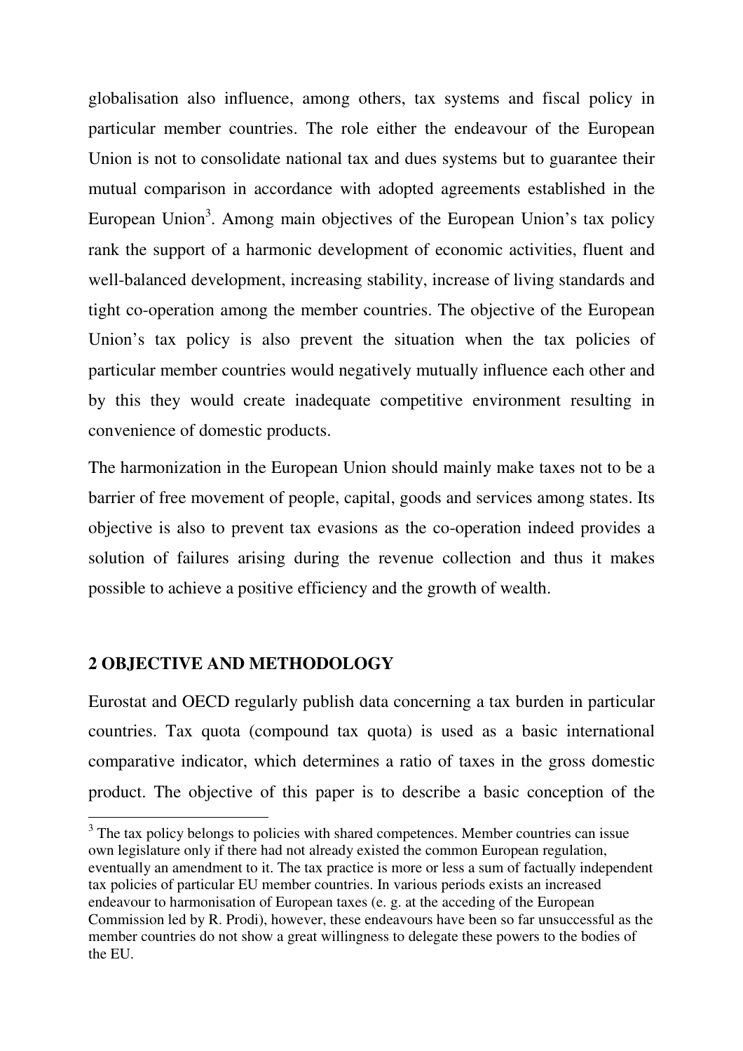globalisation also influence, among others, tax systems and fiscal policy in particular member countries. The role either the endeavour of the European Union is not to consolidate national tax and dues systems but to guarantee their mutual comparison in accordance with adopted agreements established in the European Union[3]. Among main objectives of the European Union's tax policy rank the support of a harmonic development of economic activities, fluent and well-balanced development, increasing stability, increase of living standards and tight co-operation among the member countries. The objective of the European Union's tax policy is also prevent the situation when the tax policies of particular member countries would negatively mutually influence each other and by this they would create inadequate competitive environment resulting in convenience of domestic products.

The harmonization in the European Union should mainly make taxes not to be a barrier of free movement of people, capital, goods and services among states. Its objective is also to prevent tax evasions as the co-operation indeed provides a solution of failures arising during the revenue collection and thus it makes possible to achieve a positive efficiency and the growth of wealth.

## 2 OBJECTIVE AND METHODOLOGY

Eurostat and OECD regularly publish data concerning a tax burden in particular countries. Tax quota (compound tax quota) is used as a basic international comparative indicator, which determines a ratio of taxes in the gross domestic product. The objective of this paper is to describe a basic conception of the

---

[3] The tax policy belongs to policies with shared competences. Member countries can issue own legislature only if there had not already existed the common European regulation, eventually an amendment to it. The tax practice is more or less a sum of factually independent tax policies of particular EU member countries. In various periods exists an increased endeavour to harmonisation of European taxes (e. g. at the acceding of the European Commission led by R. Prodi), however, these endeavours have been so far unsuccessful as the member countries do not show a great willingness to delegate these powers to the bodies of the EU.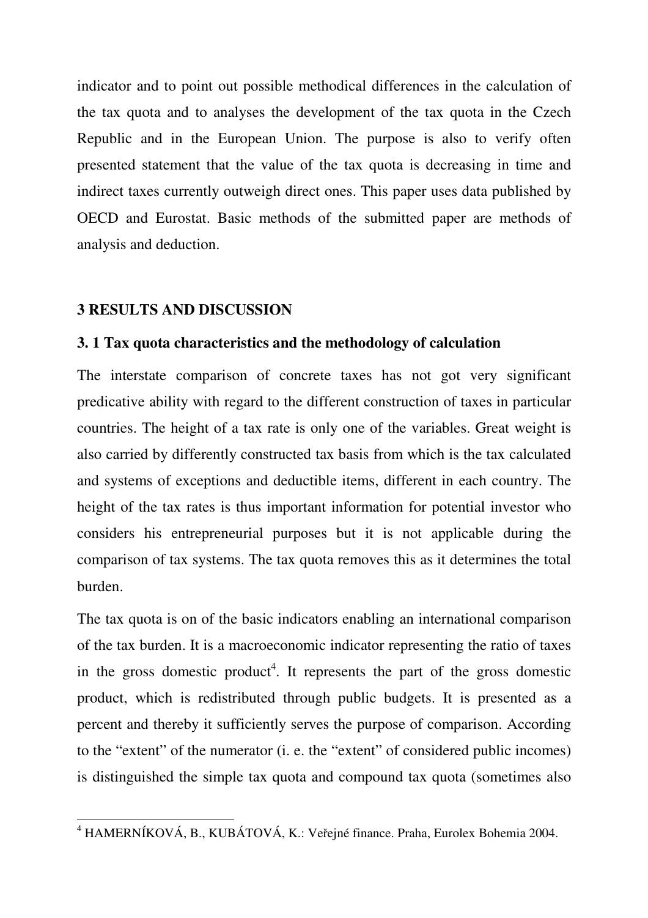indicator and to point out possible methodical differences in the calculation of the tax quota and to analyses the development of the tax quota in the Czech Republic and in the European Union. The purpose is also to verify often presented statement that the value of the tax quota is decreasing in time and indirect taxes currently outweigh direct ones. This paper uses data published by OECD and Eurostat. Basic methods of the submitted paper are methods of analysis and deduction.

## 3 RESULTS AND DISCUSSION

### 3. 1 Tax quota characteristics and the methodology of calculation

The interstate comparison of concrete taxes has not got very significant predicative ability with regard to the different construction of taxes in particular countries. The height of a tax rate is only one of the variables. Great weight is also carried by differently constructed tax basis from which is the tax calculated and systems of exceptions and deductible items, different in each country. The height of the tax rates is thus important information for potential investor who considers his entrepreneurial purposes but it is not applicable during the comparison of tax systems. The tax quota removes this as it determines the total burden.

The tax quota is on of the basic indicators enabling an international comparison of the tax burden. It is a macroeconomic indicator representing the ratio of taxes in the gross domestic product[4]. It represents the part of the gross domestic product, which is redistributed through public budgets. It is presented as a percent and thereby it sufficiently serves the purpose of comparison. According to the "extent" of the numerator (i. e. the "extent" of considered public incomes) is distinguished the simple tax quota and compound tax quota (sometimes also

---

[4] HAMERNÍKOVÁ, B., KUBÁTOVÁ, K.: Veřejné finance. Praha, Eurolex Bohemia 2004.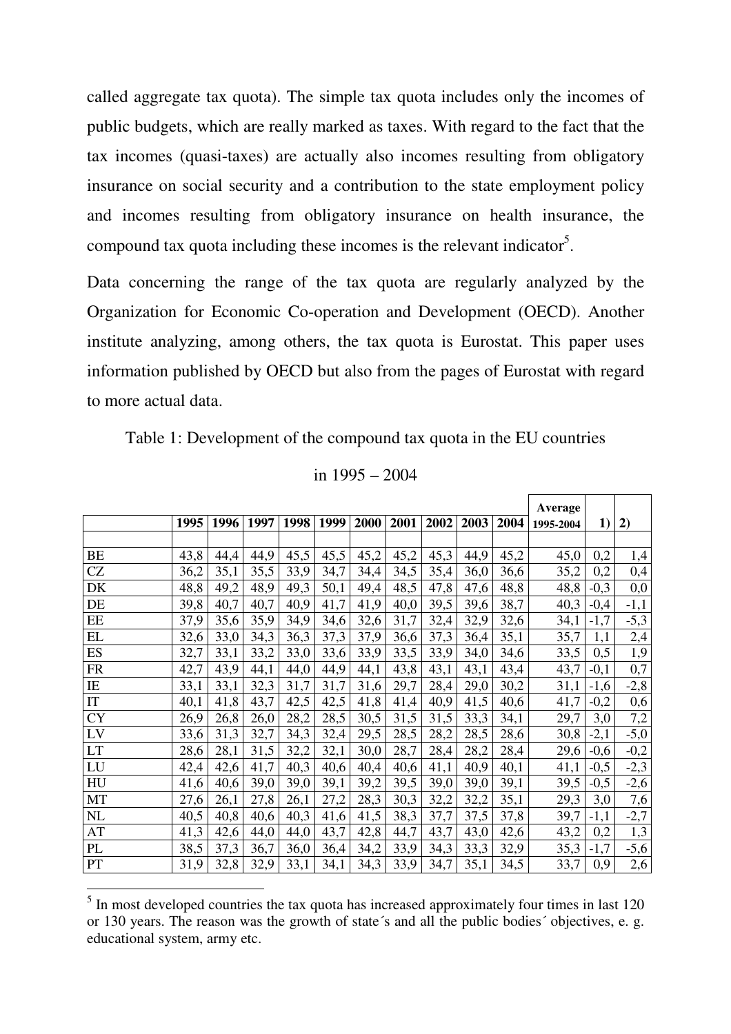called aggregate tax quota). The simple tax quota includes only the incomes of public budgets, which are really marked as taxes. With regard to the fact that the tax incomes (quasi-taxes) are actually also incomes resulting from obligatory insurance on social security and a contribution to the state employment policy and incomes resulting from obligatory insurance on health insurance, the compound tax quota including these incomes is the relevant indicator[5].

Data concerning the range of the tax quota are regularly analyzed by the Organization for Economic Co-operation and Development (OECD). Another institute analyzing, among others, the tax quota is Eurostat. This paper uses information published by OECD but also from the pages of Eurostat with regard to more actual data.

Table 1: Development of the compound tax quota in the EU countries in 1995 – 2004

| | 1995 | 1996 | 1997 | 1998 | 1999 | 2000 | 2001 | 2002 | 2003 | 2004 | Average 1995-2004 | 1) | 2) |
|---|---|---|---|---|---|---|---|---|---|---|---|---|---|
| BE | 43,8 | 44,4 | 44,9 | 45,5 | 45,5 | 45,2 | 45,2 | 45,3 | 44,9 | 45,2 | 45,0 | 0,2 | 1,4 |
| CZ | 36,2 | 35,1 | 35,5 | 33,9 | 34,7 | 34,4 | 34,5 | 35,4 | 36,0 | 36,6 | 35,2 | 0,2 | 0,4 |
| DK | 48,8 | 49,2 | 48,9 | 49,3 | 50,1 | 49,4 | 48,5 | 47,8 | 47,6 | 48,8 | 48,8 | -0,3 | 0,0 |
| DE | 39,8 | 40,7 | 40,7 | 40,9 | 41,7 | 41,9 | 40,0 | 39,5 | 39,6 | 38,7 | 40,3 | -0,4 | -1,1 |
| EE | 37,9 | 35,6 | 35,9 | 34,9 | 34,6 | 32,6 | 31,7 | 32,4 | 32,9 | 32,6 | 34,1 | -1,7 | -5,3 |
| EL | 32,6 | 33,0 | 34,3 | 36,3 | 37,3 | 37,9 | 36,6 | 37,3 | 36,4 | 35,1 | 35,7 | 1,1 | 2,4 |
| ES | 32,7 | 33,1 | 33,2 | 33,0 | 33,6 | 33,9 | 33,5 | 33,9 | 34,0 | 34,6 | 33,5 | 0,5 | 1,9 |
| FR | 42,7 | 43,9 | 44,1 | 44,0 | 44,9 | 44,1 | 43,8 | 43,1 | 43,1 | 43,4 | 43,7 | -0,1 | 0,7 |
| IE | 33,1 | 33,1 | 32,3 | 31,7 | 31,7 | 31,6 | 29,7 | 28,4 | 29,0 | 30,2 | 31,1 | -1,6 | -2,8 |
| IT | 40,1 | 41,8 | 43,7 | 42,5 | 42,5 | 41,8 | 41,4 | 40,9 | 41,5 | 40,6 | 41,7 | -0,2 | 0,6 |
| CY | 26,9 | 26,8 | 26,0 | 28,2 | 28,5 | 30,5 | 31,5 | 31,5 | 33,3 | 34,1 | 29,7 | 3,0 | 7,2 |
| LV | 33,6 | 31,3 | 32,7 | 34,3 | 32,4 | 29,5 | 28,5 | 28,2 | 28,5 | 28,6 | 30,8 | -2,1 | -5,0 |
| LT | 28,6 | 28,1 | 31,5 | 32,2 | 32,1 | 30,0 | 28,7 | 28,4 | 28,2 | 28,4 | 29,6 | -0,6 | -0,2 |
| LU | 42,4 | 42,6 | 41,7 | 40,3 | 40,6 | 40,4 | 40,6 | 41,1 | 40,9 | 40,1 | 41,1 | -0,5 | -2,3 |
| HU | 41,6 | 40,6 | 39,0 | 39,0 | 39,1 | 39,2 | 39,5 | 39,0 | 39,0 | 39,1 | 39,5 | -0,5 | -2,6 |
| MT | 27,6 | 26,1 | 27,8 | 26,1 | 27,2 | 28,3 | 30,3 | 32,2 | 32,2 | 35,1 | 29,3 | 3,0 | 7,6 |
| NL | 40,5 | 40,8 | 40,6 | 40,3 | 41,6 | 41,5 | 38,3 | 37,7 | 37,5 | 37,8 | 39,7 | -1,1 | -2,7 |
| AT | 41,3 | 42,6 | 44,0 | 44,0 | 43,7 | 42,8 | 44,7 | 43,7 | 43,0 | 42,6 | 43,2 | 0,2 | 1,3 |
| PL | 38,5 | 37,3 | 36,7 | 36,0 | 36,4 | 34,2 | 33,9 | 34,3 | 33,3 | 32,9 | 35,3 | -1,7 | -5,6 |
| PT | 31,9 | 32,8 | 32,9 | 33,1 | 34,1 | 34,3 | 33,9 | 34,7 | 35,1 | 34,5 | 33,7 | 0,9 | 2,6 |

[5] In most developed countries the tax quota has increased approximately four times in last 120 or 130 years. The reason was the growth of state´s and all the public bodies´ objectives, e. g. educational system, army etc.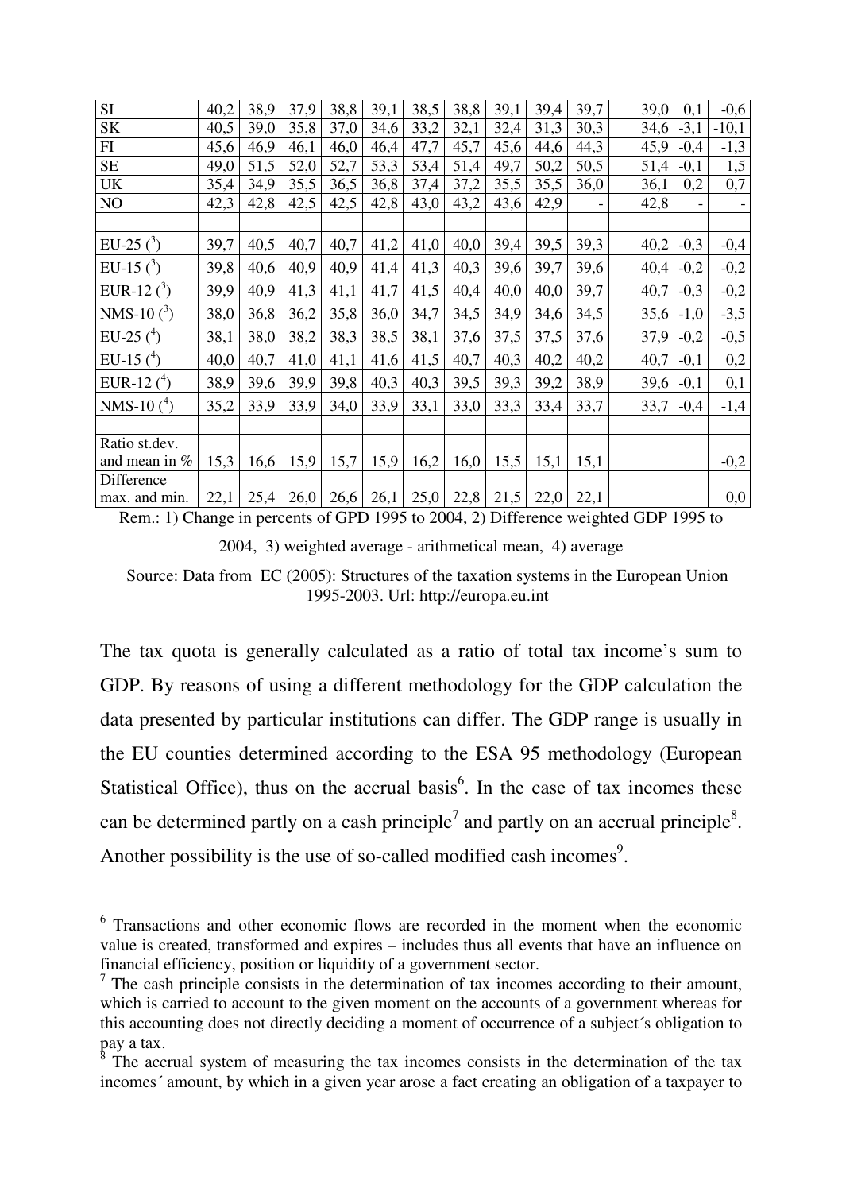| SI | 40,2 | 38,9 | 37,9 | 38,8 | 39,1 | 38,5 | 38,8 | 39,1 | 39,4 | 39,7 | 39,0 | 0,1 | -0,6 |
|---|---|---|---|---|---|---|---|---|---|---|---|---|---|
| SK | 40,5 | 39,0 | 35,8 | 37,0 | 34,6 | 33,2 | 32,1 | 32,4 | 31,3 | 30,3 | 34,6 | -3,1 | -10,1 |
| FI | 45,6 | 46,9 | 46,1 | 46,0 | 46,4 | 47,7 | 45,7 | 45,6 | 44,6 | 44,3 | 45,9 | -0,4 | -1,3 |
| SE | 49,0 | 51,5 | 52,0 | 52,7 | 53,3 | 53,4 | 51,4 | 49,7 | 50,2 | 50,5 | 51,4 | -0,1 | 1,5 |
| UK | 35,4 | 34,9 | 35,5 | 36,5 | 36,8 | 37,4 | 37,2 | 35,5 | 35,5 | 36,0 | 36,1 | 0,2 | 0,7 |
| NO | 42,3 | 42,8 | 42,5 | 42,5 | 42,8 | 43,0 | 43,2 | 43,6 | 42,9 | - | 42,8 | - | - |
| | | | | | | | | | | | | | |
| EU-25 (3) | 39,7 | 40,5 | 40,7 | 40,7 | 41,2 | 41,0 | 40,0 | 39,4 | 39,5 | 39,3 | 40,2 | -0,3 | -0,4 |
| EU-15 (3) | 39,8 | 40,6 | 40,9 | 40,9 | 41,4 | 41,3 | 40,3 | 39,6 | 39,7 | 39,6 | 40,4 | -0,2 | -0,2 |
| EUR-12 (3) | 39,9 | 40,9 | 41,3 | 41,1 | 41,7 | 41,5 | 40,4 | 40,0 | 40,0 | 39,7 | 40,7 | -0,3 | -0,2 |
| NMS-10 (3) | 38,0 | 36,8 | 36,2 | 35,8 | 36,0 | 34,7 | 34,5 | 34,9 | 34,6 | 34,5 | 35,6 | -1,0 | -3,5 |
| EU-25 (4) | 38,1 | 38,0 | 38,2 | 38,3 | 38,5 | 38,1 | 37,6 | 37,5 | 37,5 | 37,6 | 37,9 | -0,2 | -0,5 |
| EU-15 (4) | 40,0 | 40,7 | 41,0 | 41,1 | 41,6 | 41,5 | 40,7 | 40,3 | 40,2 | 40,2 | 40,7 | -0,1 | 0,2 |
| EUR-12 (4) | 38,9 | 39,6 | 39,9 | 39,8 | 40,3 | 40,3 | 39,5 | 39,3 | 39,2 | 38,9 | 39,6 | -0,1 | 0,1 |
| NMS-10 (4) | 35,2 | 33,9 | 33,9 | 34,0 | 33,9 | 33,1 | 33,0 | 33,3 | 33,4 | 33,7 | 33,7 | -0,4 | -1,4 |
| | | | | | | | | | | | | | |
| Ratio st.dev. and mean in % | 15,3 | 16,6 | 15,9 | 15,7 | 15,9 | 16,2 | 16,0 | 15,5 | 15,1 | 15,1 | | | -0,2 |
| Difference max. and min. | 22,1 | 25,4 | 26,0 | 26,6 | 26,1 | 25,0 | 22,8 | 21,5 | 22,0 | 22,1 | | | 0,0 |

Rem.: 1) Change in percents of GPD 1995 to 2004, 2) Difference weighted GDP 1995 to 2004, 3) weighted average - arithmetical mean, 4) average

Source: Data from EC (2005): Structures of the taxation systems in the European Union 1995-2003. Url: http://europa.eu.int

The tax quota is generally calculated as a ratio of total tax income's sum to GDP. By reasons of using a different methodology for the GDP calculation the data presented by particular institutions can differ. The GDP range is usually in the EU counties determined according to the ESA 95 methodology (European Statistical Office), thus on the accrual basis[6]. In the case of tax incomes these can be determined partly on a cash principle[7] and partly on an accrual principle[8]. Another possibility is the use of so-called modified cash incomes[9].

---

[6] Transactions and other economic flows are recorded in the moment when the economic value is created, transformed and expires – includes thus all events that have an influence on financial efficiency, position or liquidity of a government sector.

[7] The cash principle consists in the determination of tax incomes according to their amount, which is carried to account to the given moment on the accounts of a government whereas for this accounting does not directly deciding a moment of occurrence of a subject´s obligation to pay a tax.

[8] The accrual system of measuring the tax incomes consists in the determination of the tax incomes´ amount, by which in a given year arose a fact creating an obligation of a taxpayer to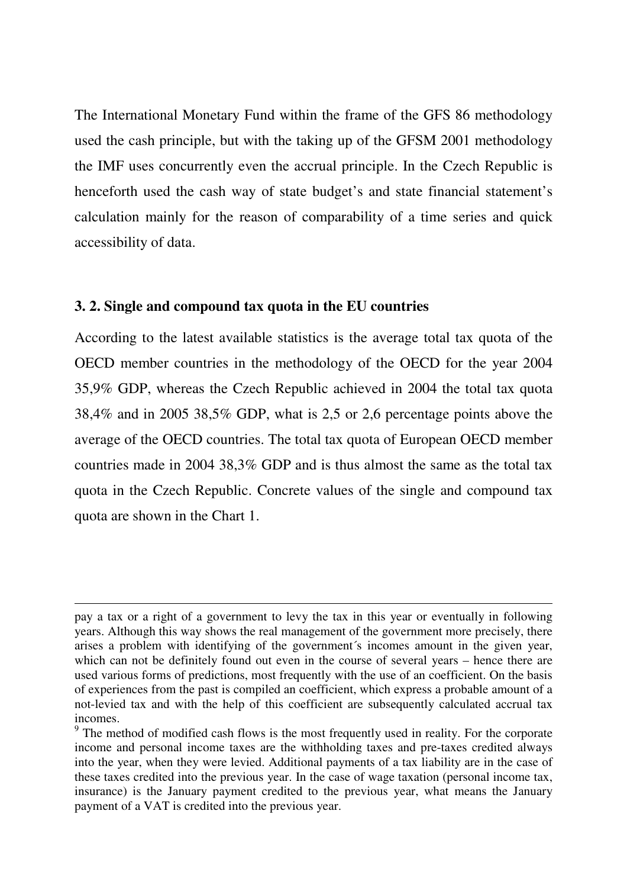The International Monetary Fund within the frame of the GFS 86 methodology used the cash principle, but with the taking up of the GFSM 2001 methodology the IMF uses concurrently even the accrual principle. In the Czech Republic is henceforth used the cash way of state budget's and state financial statement's calculation mainly for the reason of comparability of a time series and quick accessibility of data.

### 3. 2. Single and compound tax quota in the EU countries

According to the latest available statistics is the average total tax quota of the OECD member countries in the methodology of the OECD for the year 2004 35,9% GDP, whereas the Czech Republic achieved in 2004 the total tax quota 38,4% and in 2005 38,5% GDP, what is 2,5 or 2,6 percentage points above the average of the OECD countries. The total tax quota of European OECD member countries made in 2004 38,3% GDP and is thus almost the same as the total tax quota in the Czech Republic. Concrete values of the single and compound tax quota are shown in the Chart 1.

---

pay a tax or a right of a government to levy the tax in this year or eventually in following years. Although this way shows the real management of the government more precisely, there arises a problem with identifying of the government´s incomes amount in the given year, which can not be definitely found out even in the course of several years – hence there are used various forms of predictions, most frequently with the use of an coefficient. On the basis of experiences from the past is compiled an coefficient, which express a probable amount of a not-levied tax and with the help of this coefficient are subsequently calculated accrual tax incomes.

[9] The method of modified cash flows is the most frequently used in reality. For the corporate income and personal income taxes are the withholding taxes and pre-taxes credited always into the year, when they were levied. Additional payments of a tax liability are in the case of these taxes credited into the previous year. In the case of wage taxation (personal income tax, insurance) is the January payment credited to the previous year, what means the January payment of a VAT is credited into the previous year.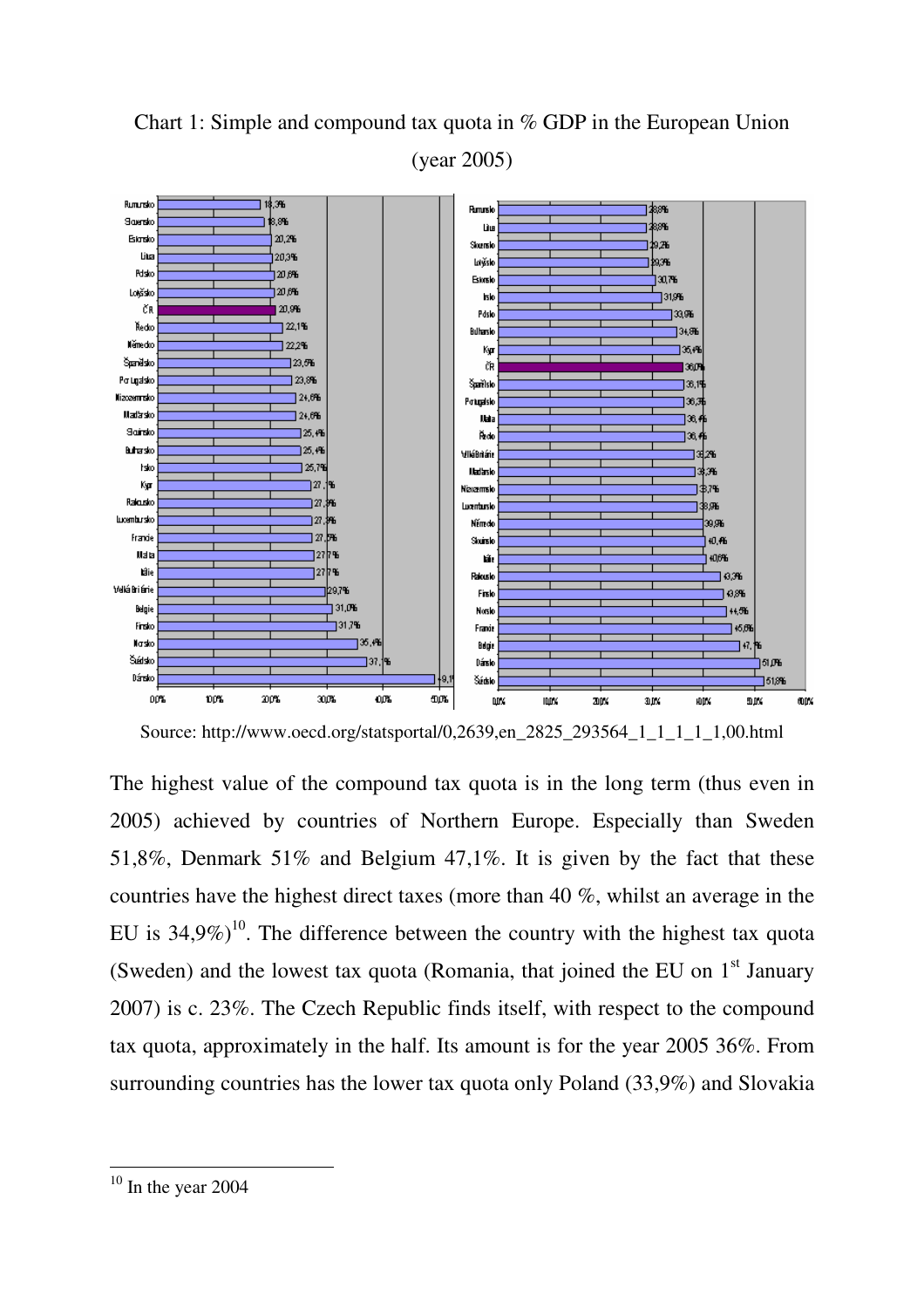Chart 1: Simple and compound tax quota in % GDP in the European Union (year 2005)

Source: http://www.oecd.org/statsportal/0,2639,en_2825_293564_1_1_1_1_1,00.html

The highest value of the compound tax quota is in the long term (thus even in 2005) achieved by countries of Northern Europe. Especially than Sweden 51,8%, Denmark 51% and Belgium 47,1%. It is given by the fact that these countries have the highest direct taxes (more than 40 %, whilst an average in the EU is 34,9%)[10]. The difference between the country with the highest tax quota (Sweden) and the lowest tax quota (Romania, that joined the EU on 1st January 2007) is c. 23%. The Czech Republic finds itself, with respect to the compound tax quota, approximately in the half. Its amount is for the year 2005 36%. From surrounding countries has the lower tax quota only Poland (33,9%) and Slovakia

---

[10] In the year 2004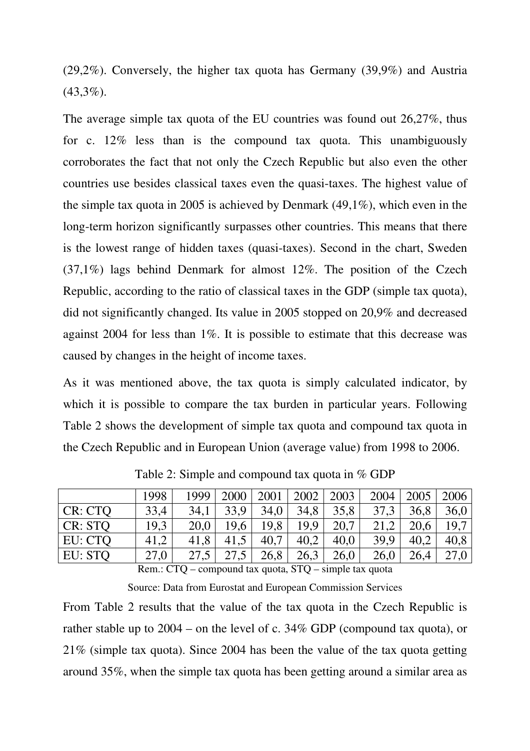(29,2%). Conversely, the higher tax quota has Germany (39,9%) and Austria (43,3%).

The average simple tax quota of the EU countries was found out 26,27%, thus for c. 12% less than is the compound tax quota. This unambiguously corroborates the fact that not only the Czech Republic but also even the other countries use besides classical taxes even the quasi-taxes. The highest value of the simple tax quota in 2005 is achieved by Denmark (49,1%), which even in the long-term horizon significantly surpasses other countries. This means that there is the lowest range of hidden taxes (quasi-taxes). Second in the chart, Sweden (37,1%) lags behind Denmark for almost 12%. The position of the Czech Republic, according to the ratio of classical taxes in the GDP (simple tax quota), did not significantly changed. Its value in 2005 stopped on 20,9% and decreased against 2004 for less than 1%. It is possible to estimate that this decrease was caused by changes in the height of income taxes.

As it was mentioned above, the tax quota is simply calculated indicator, by which it is possible to compare the tax burden in particular years. Following Table 2 shows the development of simple tax quota and compound tax quota in the Czech Republic and in European Union (average value) from 1998 to 2006.

Table 2: Simple and compound tax quota in % GDP

| | 1998 | 1999 | 2000 | 2001 | 2002 | 2003 | 2004 | 2005 | 2006 |
|---|---|---|---|---|---|---|---|---|---|
| CR: CTQ | 33,4 | 34,1 | 33,9 | 34,0 | 34,8 | 35,8 | 37,3 | 36,8 | 36,0 |
| CR: STQ | 19,3 | 20,0 | 19,6 | 19,8 | 19,9 | 20,7 | 21,2 | 20,6 | 19,7 |
| EU: CTQ | 41,2 | 41,8 | 41,5 | 40,7 | 40,2 | 40,0 | 39,9 | 40,2 | 40,8 |
| EU: STQ | 27,0 | 27,5 | 27,5 | 26,8 | 26,3 | 26,0 | 26,0 | 26,4 | 27,0 |

Rem.: CTQ – compound tax quota, STQ – simple tax quota

Source: Data from Eurostat and European Commission Services

From Table 2 results that the value of the tax quota in the Czech Republic is rather stable up to 2004 – on the level of c. 34% GDP (compound tax quota), or 21% (simple tax quota). Since 2004 has been the value of the tax quota getting around 35%, when the simple tax quota has been getting around a similar area as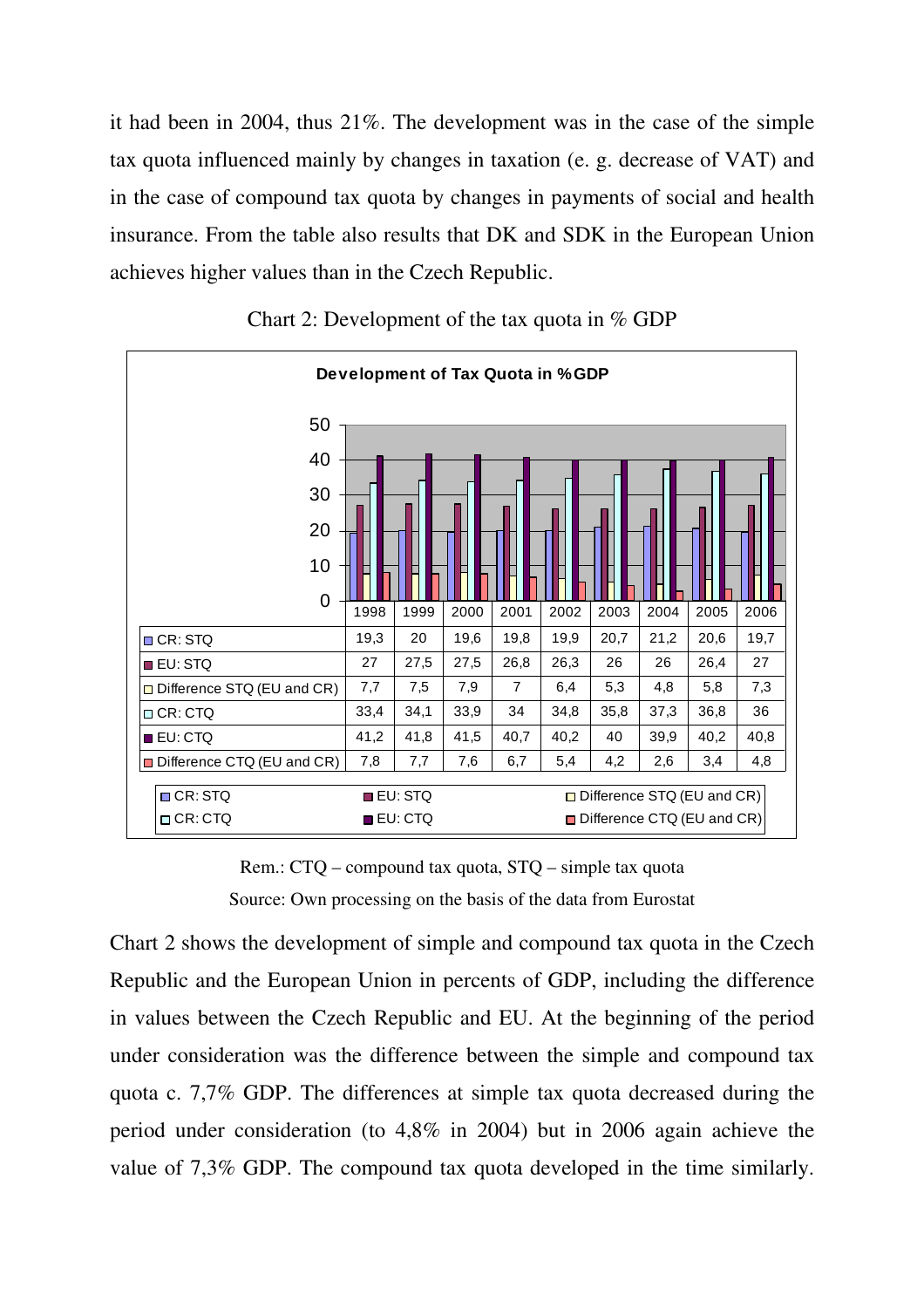it had been in 2004, thus 21%. The development was in the case of the simple tax quota influenced mainly by changes in taxation (e. g. decrease of VAT) and in the case of compound tax quota by changes in payments of social and health insurance. From the table also results that DK and SDK in the European Union achieves higher values than in the Czech Republic.

Chart 2: Development of the tax quota in % GDP

**Development of Tax Quota in %GDP**

| | 1998 | 1999 | 2000 | 2001 | 2002 | 2003 | 2004 | 2005 | 2006 |
|---|---|---|---|---|---|---|---|---|---|
| CR: STQ | 19,3 | 20 | 19,6 | 19,8 | 19,9 | 20,7 | 21,2 | 20,6 | 19,7 |
| EU: STQ | 27 | 27,5 | 27,5 | 26,8 | 26,3 | 26 | 26 | 26,4 | 27 |
| Difference STQ (EU and CR) | 7,7 | 7,5 | 7,9 | 7 | 6,4 | 5,3 | 4,8 | 5,8 | 7,3 |
| CR: CTQ | 33,4 | 34,1 | 33,9 | 34 | 34,8 | 35,8 | 37,3 | 36,8 | 36 |
| EU: CTQ | 41,2 | 41,8 | 41,5 | 40,7 | 40,2 | 40 | 39,9 | 40,2 | 40,8 |
| Difference CTQ (EU and CR) | 7,8 | 7,7 | 7,6 | 6,7 | 5,4 | 4,2 | 2,6 | 3,4 | 4,8 |

Rem.: CTQ – compound tax quota, STQ – simple tax quota

Source: Own processing on the basis of the data from Eurostat

Chart 2 shows the development of simple and compound tax quota in the Czech Republic and the European Union in percents of GDP, including the difference in values between the Czech Republic and EU. At the beginning of the period under consideration was the difference between the simple and compound tax quota c. 7,7% GDP. The differences at simple tax quota decreased during the period under consideration (to 4,8% in 2004) but in 2006 again achieve the value of 7,3% GDP. The compound tax quota developed in the time similarly.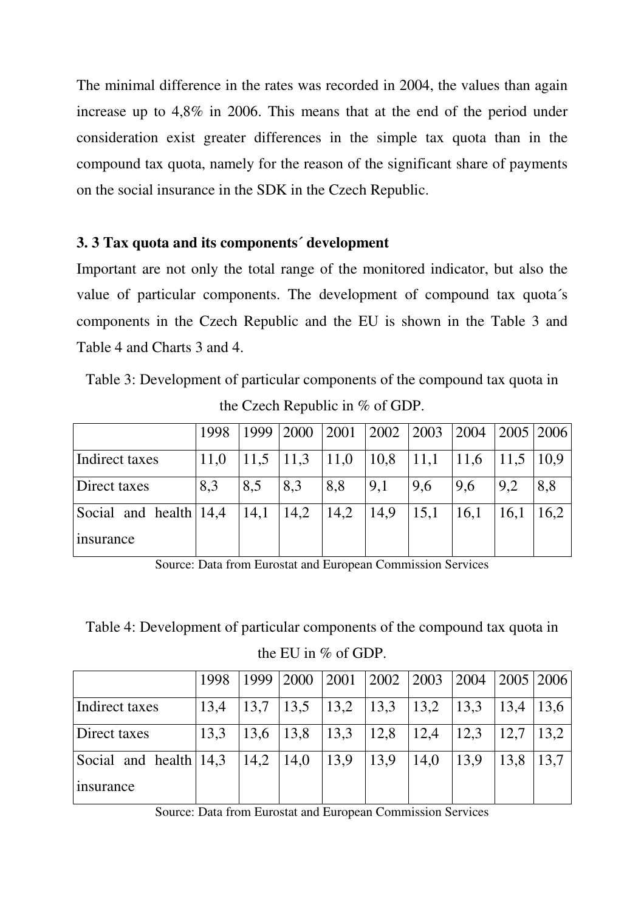The minimal difference in the rates was recorded in 2004, the values than again increase up to 4,8% in 2006. This means that at the end of the period under consideration exist greater differences in the simple tax quota than in the compound tax quota, namely for the reason of the significant share of payments on the social insurance in the SDK in the Czech Republic.

### 3. 3 Tax quota and its components´ development

Important are not only the total range of the monitored indicator, but also the value of particular components. The development of compound tax quota´s components in the Czech Republic and the EU is shown in the Table 3 and Table 4 and Charts 3 and 4.

Table 3: Development of particular components of the compound tax quota in the Czech Republic in % of GDP.

| | 1998 | 1999 | 2000 | 2001 | 2002 | 2003 | 2004 | 2005 | 2006 |
|---|---|---|---|---|---|---|---|---|---|
| Indirect taxes | 11,0 | 11,5 | 11,3 | 11,0 | 10,8 | 11,1 | 11,6 | 11,5 | 10,9 |
| Direct taxes | 8,3 | 8,5 | 8,3 | 8,8 | 9,1 | 9,6 | 9,6 | 9,2 | 8,8 |
| Social and health insurance | 14,4 | 14,1 | 14,2 | 14,2 | 14,9 | 15,1 | 16,1 | 16,1 | 16,2 |

Source: Data from Eurostat and European Commission Services

Table 4: Development of particular components of the compound tax quota in the EU in % of GDP.

| | 1998 | 1999 | 2000 | 2001 | 2002 | 2003 | 2004 | 2005 | 2006 |
|---|---|---|---|---|---|---|---|---|---|
| Indirect taxes | 13,4 | 13,7 | 13,5 | 13,2 | 13,3 | 13,2 | 13,3 | 13,4 | 13,6 |
| Direct taxes | 13,3 | 13,6 | 13,8 | 13,3 | 12,8 | 12,4 | 12,3 | 12,7 | 13,2 |
| Social and health insurance | 14,3 | 14,2 | 14,0 | 13,9 | 13,9 | 14,0 | 13,9 | 13,8 | 13,7 |

Source: Data from Eurostat and European Commission Services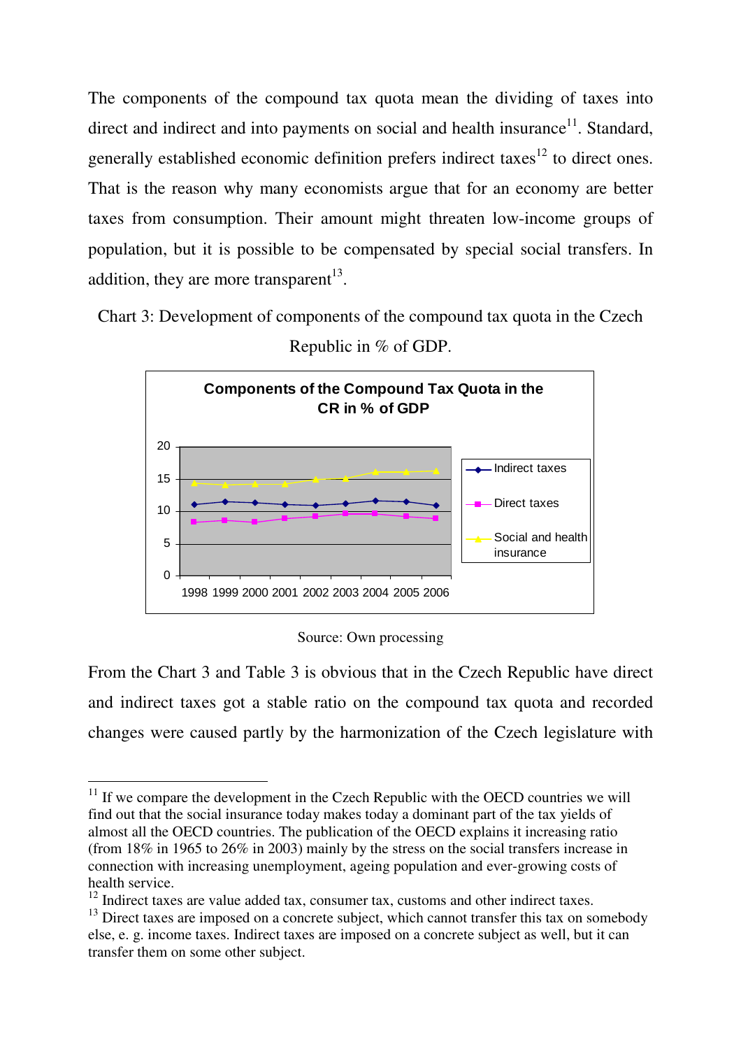The components of the compound tax quota mean the dividing of taxes into direct and indirect and into payments on social and health insurance[11]. Standard, generally established economic definition prefers indirect taxes[12] to direct ones. That is the reason why many economists argue that for an economy are better taxes from consumption. Their amount might threaten low-income groups of population, but it is possible to be compensated by special social transfers. In addition, they are more transparent[13].

Chart 3: Development of components of the compound tax quota in the Czech Republic in % of GDP.

Source: Own processing

From the Chart 3 and Table 3 is obvious that in the Czech Republic have direct and indirect taxes got a stable ratio on the compound tax quota and recorded changes were caused partly by the harmonization of the Czech legislature with

---

[11] If we compare the development in the Czech Republic with the OECD countries we will find out that the social insurance today makes today a dominant part of the tax yields of almost all the OECD countries. The publication of the OECD explains it increasing ratio (from 18% in 1965 to 26% in 2003) mainly by the stress on the social transfers increase in connection with increasing unemployment, ageing population and ever-growing costs of health service.

[12] Indirect taxes are value added tax, consumer tax, customs and other indirect taxes.

[13] Direct taxes are imposed on a concrete subject, which cannot transfer this tax on somebody else, e. g. income taxes. Indirect taxes are imposed on a concrete subject as well, but it can transfer them on some other subject.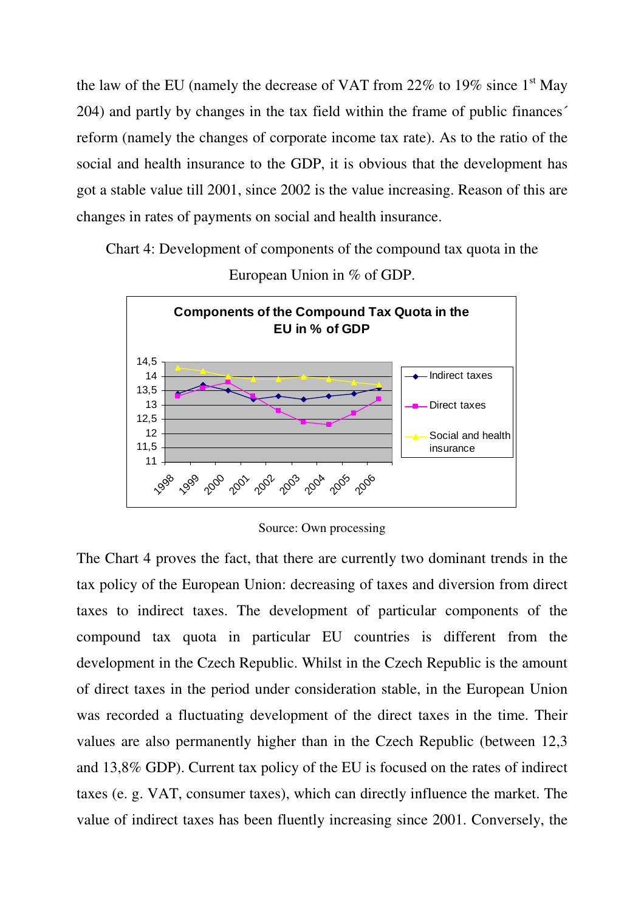the law of the EU (namely the decrease of VAT from 22% to 19% since 1st May 204) and partly by changes in the tax field within the frame of public finances´ reform (namely the changes of corporate income tax rate). As to the ratio of the social and health insurance to the GDP, it is obvious that the development has got a stable value till 2001, since 2002 is the value increasing. Reason of this are changes in rates of payments on social and health insurance.

Chart 4: Development of components of the compound tax quota in the European Union in % of GDP.

Source: Own processing

The Chart 4 proves the fact, that there are currently two dominant trends in the tax policy of the European Union: decreasing of taxes and diversion from direct taxes to indirect taxes. The development of particular components of the compound tax quota in particular EU countries is different from the development in the Czech Republic. Whilst in the Czech Republic is the amount of direct taxes in the period under consideration stable, in the European Union was recorded a fluctuating development of the direct taxes in the time. Their values are also permanently higher than in the Czech Republic (between 12,3 and 13,8% GDP). Current tax policy of the EU is focused on the rates of indirect taxes (e. g. VAT, consumer taxes), which can directly influence the market. The value of indirect taxes has been fluently increasing since 2001. Conversely, the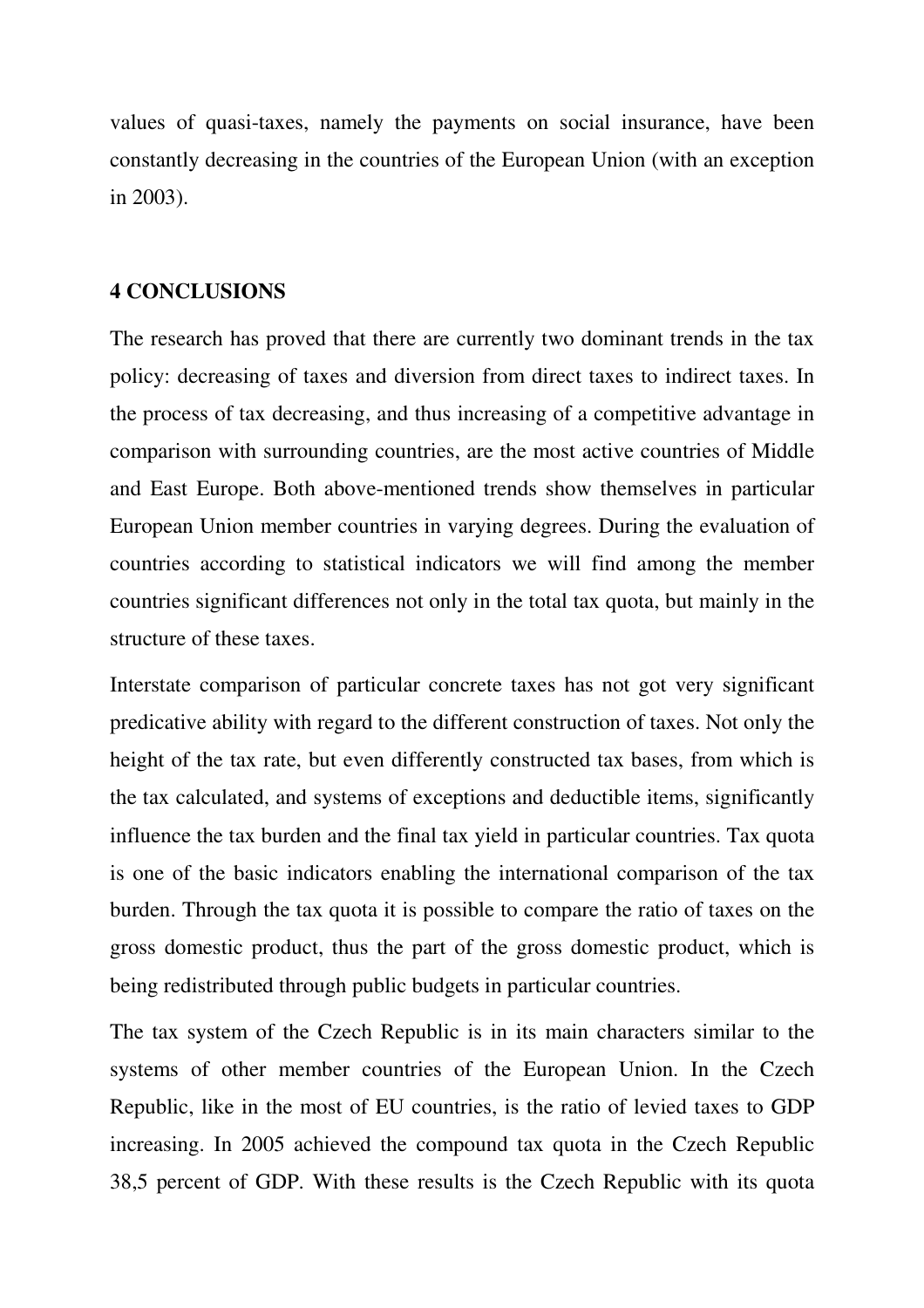values of quasi-taxes, namely the payments on social insurance, have been constantly decreasing in the countries of the European Union (with an exception in 2003).

## 4 CONCLUSIONS

The research has proved that there are currently two dominant trends in the tax policy: decreasing of taxes and diversion from direct taxes to indirect taxes. In the process of tax decreasing, and thus increasing of a competitive advantage in comparison with surrounding countries, are the most active countries of Middle and East Europe. Both above-mentioned trends show themselves in particular European Union member countries in varying degrees. During the evaluation of countries according to statistical indicators we will find among the member countries significant differences not only in the total tax quota, but mainly in the structure of these taxes.

Interstate comparison of particular concrete taxes has not got very significant predicative ability with regard to the different construction of taxes. Not only the height of the tax rate, but even differently constructed tax bases, from which is the tax calculated, and systems of exceptions and deductible items, significantly influence the tax burden and the final tax yield in particular countries. Tax quota is one of the basic indicators enabling the international comparison of the tax burden. Through the tax quota it is possible to compare the ratio of taxes on the gross domestic product, thus the part of the gross domestic product, which is being redistributed through public budgets in particular countries.

The tax system of the Czech Republic is in its main characters similar to the systems of other member countries of the European Union. In the Czech Republic, like in the most of EU countries, is the ratio of levied taxes to GDP increasing. In 2005 achieved the compound tax quota in the Czech Republic 38,5 percent of GDP. With these results is the Czech Republic with its quota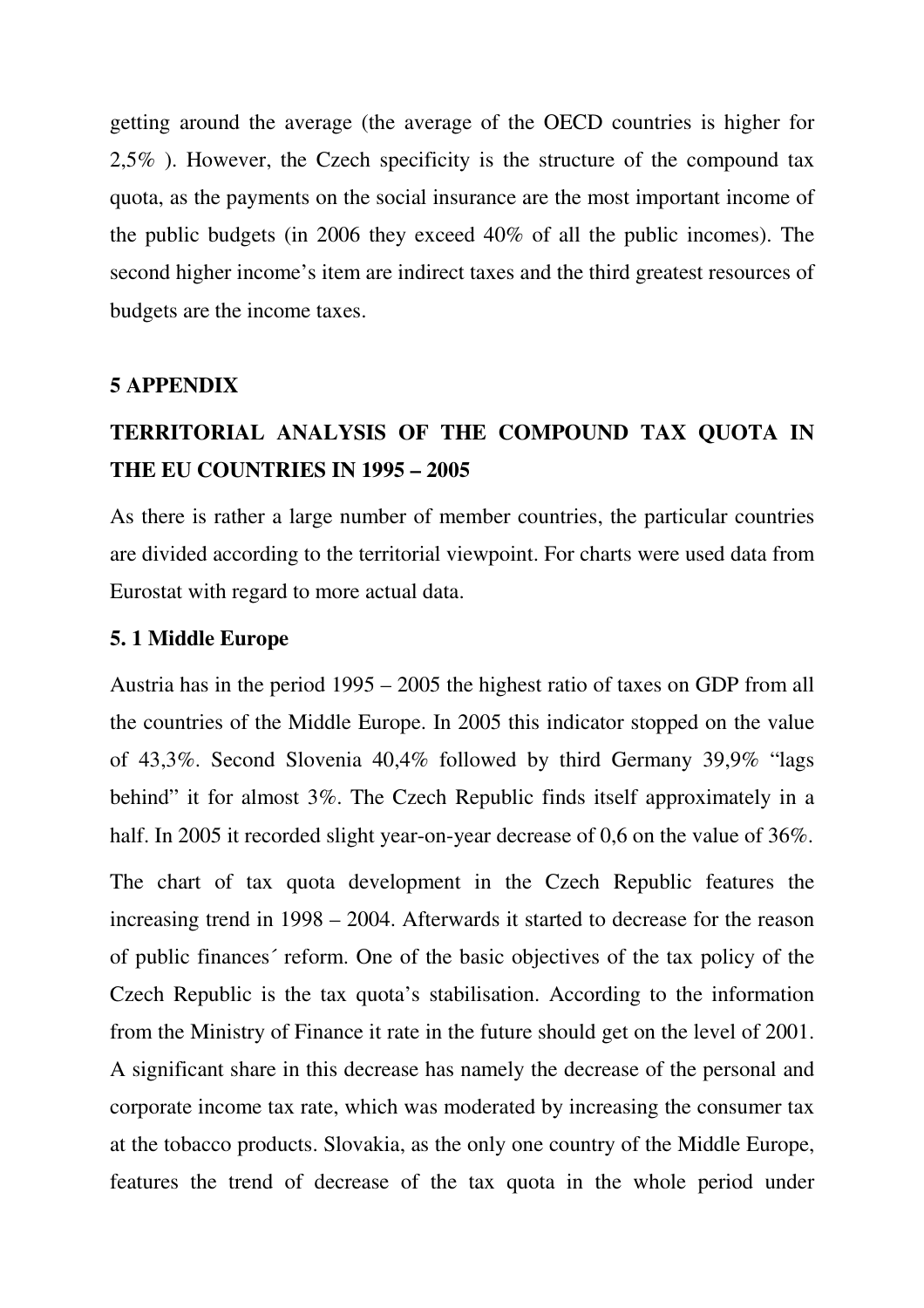getting around the average (the average of the OECD countries is higher for 2,5% ). However, the Czech specificity is the structure of the compound tax quota, as the payments on the social insurance are the most important income of the public budgets (in 2006 they exceed 40% of all the public incomes). The second higher income's item are indirect taxes and the third greatest resources of budgets are the income taxes.

## 5 APPENDIX

## TERRITORIAL ANALYSIS OF THE COMPOUND TAX QUOTA IN THE EU COUNTRIES IN 1995 – 2005

As there is rather a large number of member countries, the particular countries are divided according to the territorial viewpoint. For charts were used data from Eurostat with regard to more actual data.

### 5. 1 Middle Europe

Austria has in the period 1995 – 2005 the highest ratio of taxes on GDP from all the countries of the Middle Europe. In 2005 this indicator stopped on the value of 43,3%. Second Slovenia 40,4% followed by third Germany 39,9% "lags behind" it for almost 3%. The Czech Republic finds itself approximately in a half. In 2005 it recorded slight year-on-year decrease of 0,6 on the value of 36%.

The chart of tax quota development in the Czech Republic features the increasing trend in 1998 – 2004. Afterwards it started to decrease for the reason of public finances´ reform. One of the basic objectives of the tax policy of the Czech Republic is the tax quota's stabilisation. According to the information from the Ministry of Finance it rate in the future should get on the level of 2001. A significant share in this decrease has namely the decrease of the personal and corporate income tax rate, which was moderated by increasing the consumer tax at the tobacco products. Slovakia, as the only one country of the Middle Europe, features the trend of decrease of the tax quota in the whole period under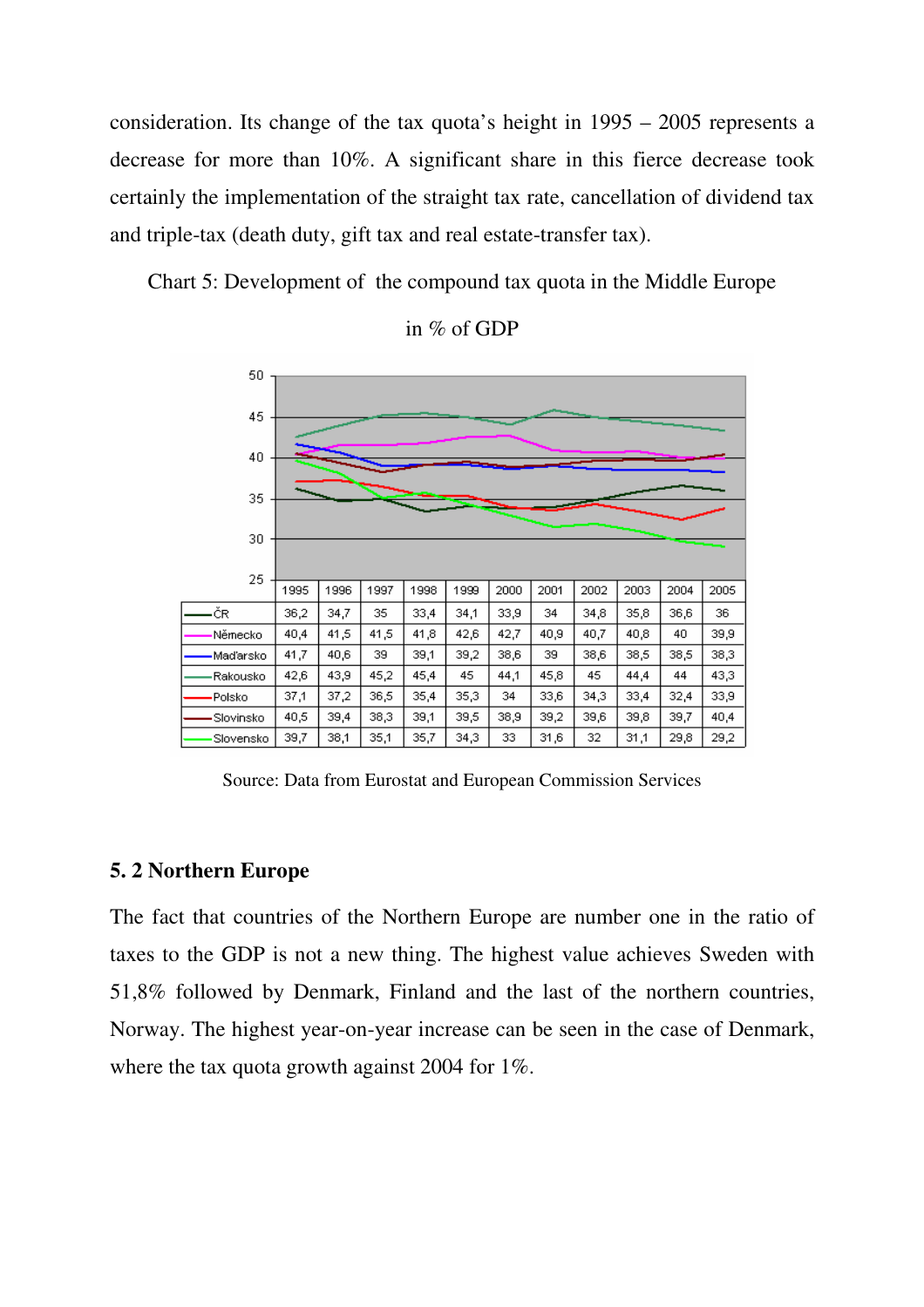consideration. Its change of the tax quota's height in 1995 – 2005 represents a decrease for more than 10%. A significant share in this fierce decrease took certainly the implementation of the straight tax rate, cancellation of dividend tax and triple-tax (death duty, gift tax and real estate-transfer tax).

Chart 5: Development of the compound tax quota in the Middle Europe

in % of GDP

| | 1995 | 1996 | 1997 | 1998 | 1999 | 2000 | 2001 | 2002 | 2003 | 2004 | 2005 |
|---|---|---|---|---|---|---|---|---|---|---|---|
| ČR | 36,2 | 34,7 | 35 | 33,4 | 34,1 | 33,9 | 34 | 34,8 | 35,8 | 36,6 | 36 |
| Německo | 40,4 | 41,5 | 41,5 | 41,8 | 42,6 | 42,7 | 40,9 | 40,7 | 40,8 | 40 | 39,9 |
| Maďarsko | 41,7 | 40,6 | 39 | 39,1 | 39,2 | 38,6 | 39 | 38,6 | 38,5 | 38,5 | 38,3 |
| Rakousko | 42,6 | 43,9 | 45,2 | 45,4 | 45 | 44,1 | 45,8 | 45 | 44,4 | 44 | 43,3 |
| Polsko | 37,1 | 37,2 | 36,5 | 35,4 | 35,3 | 34 | 33,6 | 34,3 | 33,4 | 32,4 | 33,9 |
| Slovinsko | 40,5 | 39,4 | 38,3 | 39,1 | 39,5 | 38,9 | 39,2 | 39,6 | 39,8 | 39,7 | 40,4 |
| Slovensko | 39,7 | 38,1 | 35,1 | 35,7 | 34,3 | 33 | 31,6 | 32 | 31,1 | 29,8 | 29,2 |

Source: Data from Eurostat and European Commission Services

## 5. 2 Northern Europe

The fact that countries of the Northern Europe are number one in the ratio of taxes to the GDP is not a new thing. The highest value achieves Sweden with 51,8% followed by Denmark, Finland and the last of the northern countries, Norway. The highest year-on-year increase can be seen in the case of Denmark, where the tax quota growth against 2004 for 1%.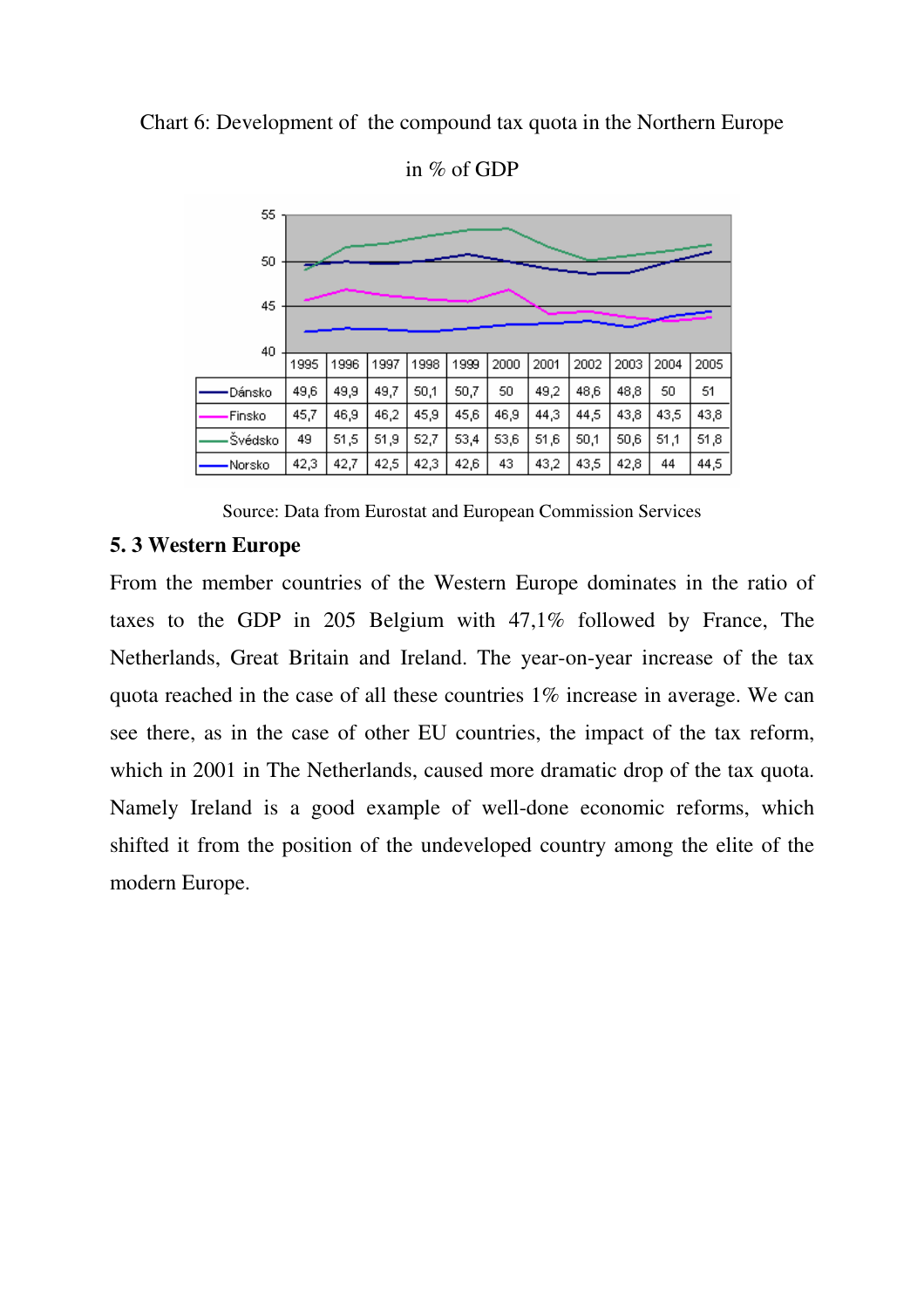Chart 6: Development of the compound tax quota in the Northern Europe

in % of GDP

| | 1995 | 1996 | 1997 | 1998 | 1999 | 2000 | 2001 | 2002 | 2003 | 2004 | 2005 |
|---|---|---|---|---|---|---|---|---|---|---|---|
| Dánsko | 49,6 | 49,9 | 49,7 | 50,1 | 50,7 | 50 | 49,2 | 48,6 | 48,8 | 50 | 51 |
| Finsko | 45,7 | 46,9 | 46,2 | 45,9 | 45,6 | 46,9 | 44,3 | 44,5 | 43,8 | 43,5 | 43,8 |
| Švédsko | 49 | 51,5 | 51,9 | 52,7 | 53,4 | 53,6 | 51,6 | 50,1 | 50,6 | 51,1 | 51,8 |
| Norsko | 42,3 | 42,7 | 42,5 | 42,3 | 42,6 | 43 | 43,2 | 43,5 | 42,8 | 44 | 44,5 |

Source: Data from Eurostat and European Commission Services

## 5. 3 Western Europe

From the member countries of the Western Europe dominates in the ratio of taxes to the GDP in 205 Belgium with 47,1% followed by France, The Netherlands, Great Britain and Ireland. The year-on-year increase of the tax quota reached in the case of all these countries 1% increase in average. We can see there, as in the case of other EU countries, the impact of the tax reform, which in 2001 in The Netherlands, caused more dramatic drop of the tax quota. Namely Ireland is a good example of well-done economic reforms, which shifted it from the position of the undeveloped country among the elite of the modern Europe.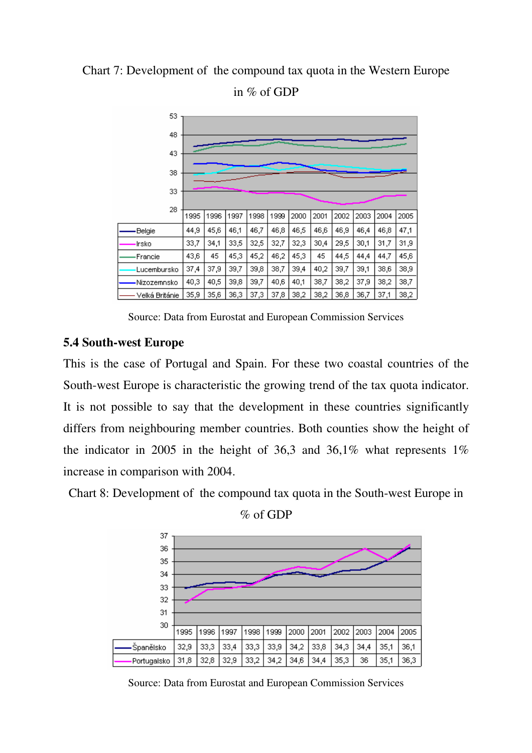Chart 7: Development of the compound tax quota in the Western Europe in % of GDP

| | 1995 | 1996 | 1997 | 1998 | 1999 | 2000 | 2001 | 2002 | 2003 | 2004 | 2005 |
|---|---|---|---|---|---|---|---|---|---|---|---|
| Belgie | 44,9 | 45,6 | 46,1 | 46,7 | 46,8 | 46,5 | 46,6 | 46,9 | 46,4 | 46,8 | 47,1 |
| Irsko | 33,7 | 34,1 | 33,5 | 32,5 | 32,7 | 32,3 | 30,4 | 29,5 | 30,1 | 31,7 | 31,9 |
| Francie | 43,6 | 45 | 45,3 | 45,2 | 46,2 | 45,3 | 45 | 44,5 | 44,4 | 44,7 | 45,6 |
| Lucembursko | 37,4 | 37,9 | 39,7 | 39,8 | 38,7 | 39,4 | 40,2 | 39,7 | 39,1 | 38,6 | 38,9 |
| Nizozemnsko | 40,3 | 40,5 | 39,8 | 39,7 | 40,6 | 40,1 | 38,7 | 38,2 | 37,9 | 38,2 | 38,7 |
| Velká Británie | 35,9 | 35,6 | 36,3 | 37,3 | 37,8 | 38,2 | 38,2 | 36,8 | 36,7 | 37,1 | 38,2 |

Source: Data from Eurostat and European Commission Services

### 5.4 South-west Europe

This is the case of Portugal and Spain. For these two coastal countries of the South-west Europe is characteristic the growing trend of the tax quota indicator. It is not possible to say that the development in these countries significantly differs from neighbouring member countries. Both counties show the height of the indicator in 2005 in the height of 36,3 and 36,1% what represents 1% increase in comparison with 2004.

Chart 8: Development of the compound tax quota in the South-west Europe in % of GDP

| | 1995 | 1996 | 1997 | 1998 | 1999 | 2000 | 2001 | 2002 | 2003 | 2004 | 2005 |
|---|---|---|---|---|---|---|---|---|---|---|---|
| Španělsko | 32,9 | 33,3 | 33,4 | 33,3 | 33,9 | 34,2 | 33,8 | 34,3 | 34,4 | 35,1 | 36,1 |
| Portugalsko | 31,8 | 32,8 | 32,9 | 33,2 | 34,2 | 34,6 | 34,4 | 35,3 | 36 | 35,1 | 36,3 |

Source: Data from Eurostat and European Commission Services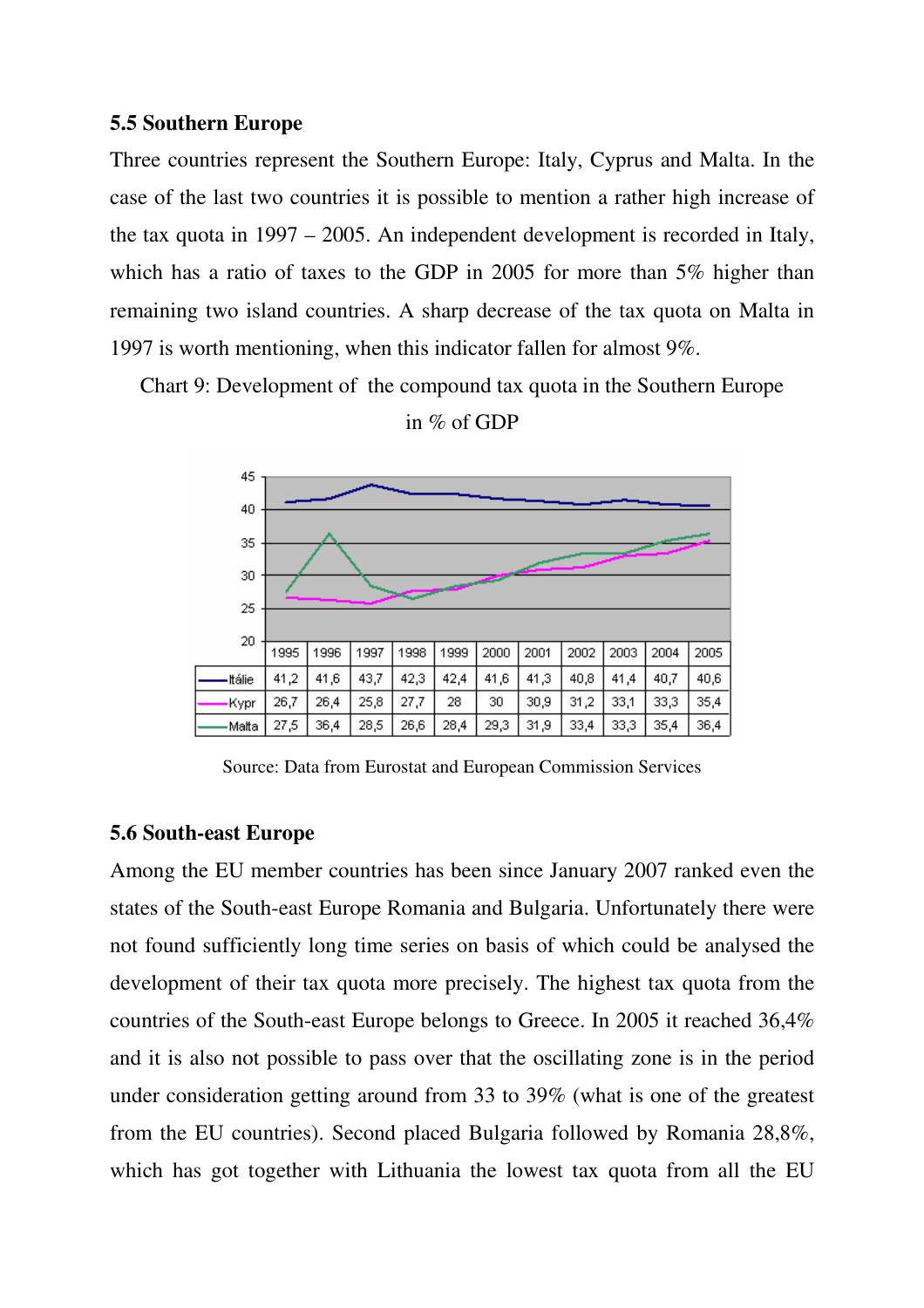### 5.5 Southern Europe

Three countries represent the Southern Europe: Italy, Cyprus and Malta. In the case of the last two countries it is possible to mention a rather high increase of the tax quota in 1997 – 2005. An independent development is recorded in Italy, which has a ratio of taxes to the GDP in 2005 for more than 5% higher than remaining two island countries. A sharp decrease of the tax quota on Malta in 1997 is worth mentioning, when this indicator fallen for almost 9%.

Chart 9: Development of the compound tax quota in the Southern Europe in % of GDP

| | 1995 | 1996 | 1997 | 1998 | 1999 | 2000 | 2001 | 2002 | 2003 | 2004 | 2005 |
|---|---|---|---|---|---|---|---|---|---|---|---|
| Itálie | 41,2 | 41,6 | 43,7 | 42,3 | 42,4 | 41,6 | 41,3 | 40,8 | 41,4 | 40,7 | 40,6 |
| Kypr | 26,7 | 26,4 | 25,8 | 27,7 | 28 | 30 | 30,9 | 31,2 | 33,1 | 33,3 | 35,4 |
| Malta | 27,5 | 36,4 | 28,5 | 26,6 | 28,4 | 29,3 | 31,9 | 33,4 | 33,3 | 35,4 | 36,4 |

Source: Data from Eurostat and European Commission Services

### 5.6 South-east Europe

Among the EU member countries has been since January 2007 ranked even the states of the South-east Europe Romania and Bulgaria. Unfortunately there were not found sufficiently long time series on basis of which could be analysed the development of their tax quota more precisely. The highest tax quota from the countries of the South-east Europe belongs to Greece. In 2005 it reached 36,4% and it is also not possible to pass over that the oscillating zone is in the period under consideration getting around from 33 to 39% (what is one of the greatest from the EU countries). Second placed Bulgaria followed by Romania 28,8%, which has got together with Lithuania the lowest tax quota from all the EU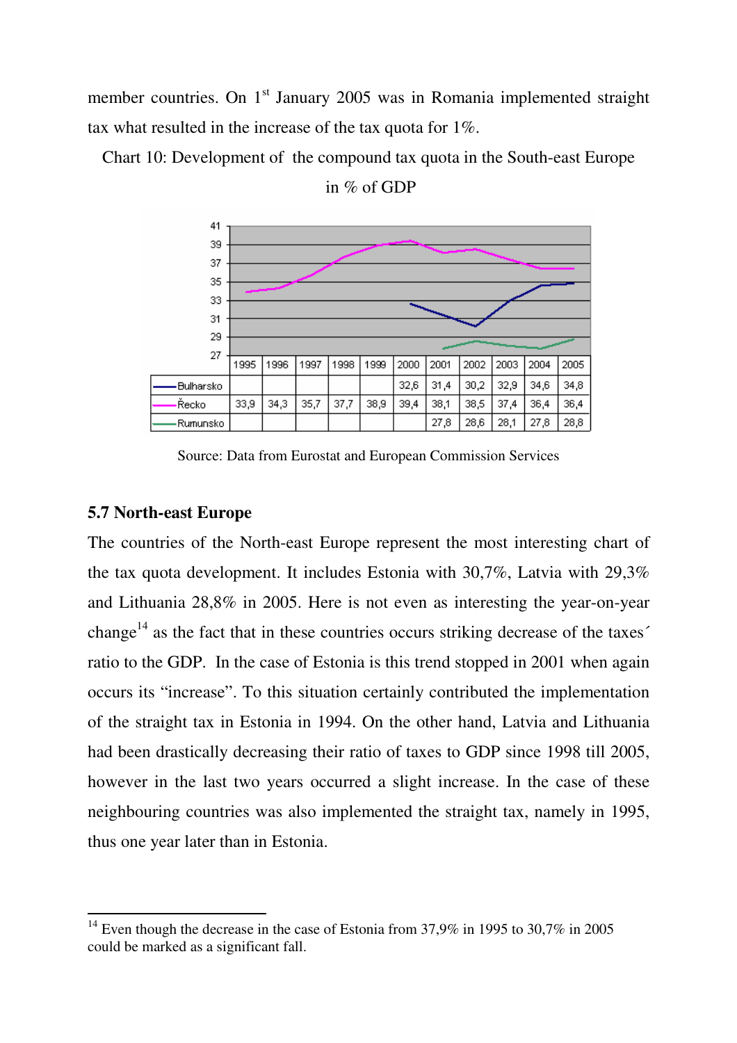member countries. On 1st January 2005 was in Romania implemented straight tax what resulted in the increase of the tax quota for 1%.

Chart 10: Development of the compound tax quota in the South-east Europe in % of GDP

| | 1995 | 1996 | 1997 | 1998 | 1999 | 2000 | 2001 | 2002 | 2003 | 2004 | 2005 |
|---|---|---|---|---|---|---|---|---|---|---|---|
| Bulharsko | | | | | | 32,6 | 31,4 | 30,2 | 32,9 | 34,6 | 34,8 |
| Řecko | 33,9 | 34,3 | 35,7 | 37,7 | 38,9 | 39,4 | 38,1 | 38,5 | 37,4 | 36,4 | 36,4 |
| Rumunsko | | | | | | | 27,8 | 28,6 | 28,1 | 27,8 | 28,8 |

Source: Data from Eurostat and European Commission Services

### 5.7 North-east Europe

The countries of the North-east Europe represent the most interesting chart of the tax quota development. It includes Estonia with 30,7%, Latvia with 29,3% and Lithuania 28,8% in 2005. Here is not even as interesting the year-on-year change[14] as the fact that in these countries occurs striking decrease of the taxes´ ratio to the GDP. In the case of Estonia is this trend stopped in 2001 when again occurs its "increase". To this situation certainly contributed the implementation of the straight tax in Estonia in 1994. On the other hand, Latvia and Lithuania had been drastically decreasing their ratio of taxes to GDP since 1998 till 2005, however in the last two years occurred a slight increase. In the case of these neighbouring countries was also implemented the straight tax, namely in 1995, thus one year later than in Estonia.

---

[14] Even though the decrease in the case of Estonia from 37,9% in 1995 to 30,7% in 2005 could be marked as a significant fall.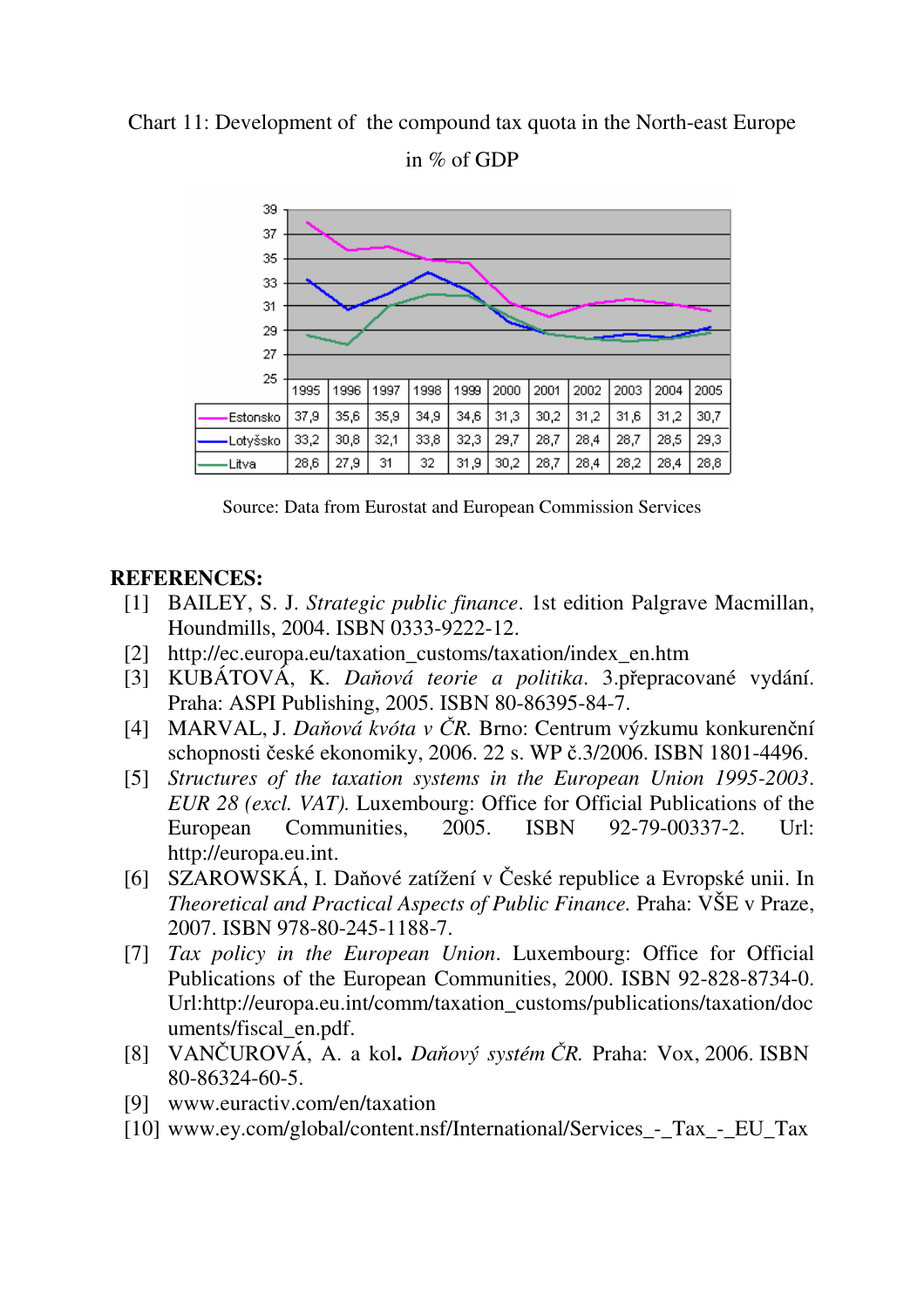Chart 11: Development of the compound tax quota in the North-east Europe in % of GDP

39
37
35
33
31
29
27
25

1995 1996 1997 1998 1999 2000 2001 2002 2003 2004 2005

Estonsko 37,9 35,6 35,9 34,9 34,6 31,3 30,2 31,2 31,6 31,2 30,7

Lotyšsko 33,2 30,8 32,1 33,8 32,3 29,7 28,7 28,4 28,7 28,5 29,3

Litva 28,6 27,9 31 32 31,9 30,2 28,7 28,4 28,2 28,4 28,8

Source: Data from Eurostat and European Commission Services

**REFERENCES:**

[1] BAILEY, S. J. *Strategic public finance*. 1st edition Palgrave Macmillan, Houndmills, 2004. ISBN 0333-9222-12.

[2] http://ec.europa.eu/taxation_customs/taxation/index_en.htm

[3] KUBÁTOVÁ, K. *Daňová teorie a politika*. 3.přepracované vydání. Praha: ASPI Publishing, 2005. ISBN 80-86395-84-7.

[4] MARVAL, J. *Daňová kvóta v ČR.* Brno: Centrum výzkumu konkurenční schopnosti české ekonomiky, 2006. 22 s. WP č.3/2006. ISBN 1801-4496.

[5] *Structures of the taxation systems in the European Union 1995-2003. EUR 28 (excl. VAT).* Luxembourg: Office for Official Publications of the European Communities, 2005. ISBN 92-79-00337-2. Url: http://europa.eu.int.

[6] SZAROWSKÁ, I. Daňové zatížení v České republice a Evropské unii. In *Theoretical and Practical Aspects of Public Finance.* Praha: VŠE v Praze, 2007. ISBN 978-80-245-1188-7.

[7] *Tax policy in the European Union*. Luxembourg: Office for Official Publications of the European Communities, 2000. ISBN 92-828-8734-0. Url:http://europa.eu.int/comm/taxation_customs/publications/taxation/documents/fiscal_en.pdf.

[8] VANČUROVÁ, A. a kol**.** *Daňový systém ČR.* Praha: Vox, 2006. ISBN 80-86324-60-5.

[9] www.euractiv.com/en/taxation

[10] www.ey.com/global/content.nsf/International/Services_-_Tax_-_EU_Tax